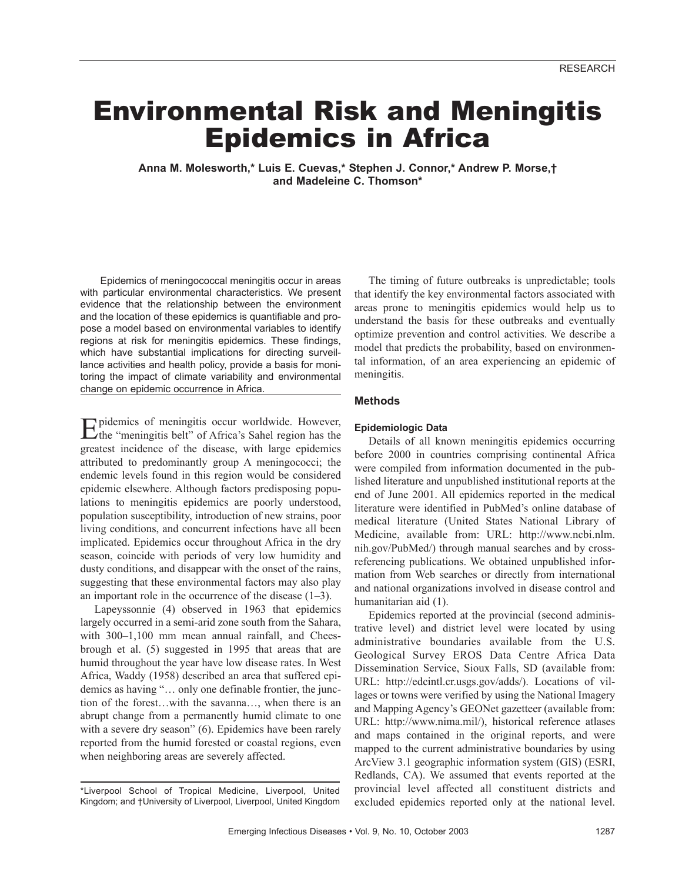# Environmental Risk and Meningitis Epidemics in Africa

**Anna M. Molesworth,* Luis E. Cuevas,* Stephen J. Connor,* Andrew P. Morse,† and Madeleine C. Thomson***

Epidemics of meningococcal meningitis occur in areas with particular environmental characteristics. We present evidence that the relationship between the environment and the location of these epidemics is quantifiable and propose a model based on environmental variables to identify regions at risk for meningitis epidemics. These findings, which have substantial implications for directing surveillance activities and health policy, provide a basis for monitoring the impact of climate variability and environmental change on epidemic occurrence in Africa.

Epidemics of meningitis occur worldwide. However, the "meningitis belt" of Africa's Sahel region has the greatest incidence of the disease, with large epidemics attributed to predominantly group A meningococci; the endemic levels found in this region would be considered epidemic elsewhere. Although factors predisposing populations to meningitis epidemics are poorly understood, population susceptibility, introduction of new strains, poor living conditions, and concurrent infections have all been implicated. Epidemics occur throughout Africa in the dry season, coincide with periods of very low humidity and dusty conditions, and disappear with the onset of the rains, suggesting that these environmental factors may also play an important role in the occurrence of the disease (1–3).

Lapeyssonnie (4) observed in 1963 that epidemics largely occurred in a semi-arid zone south from the Sahara, with 300–1,100 mm mean annual rainfall, and Cheesbrough et al. (5) suggested in 1995 that areas that are humid throughout the year have low disease rates. In West Africa, Waddy (1958) described an area that suffered epidemics as having "… only one definable frontier, the junction of the forest…with the savanna…, when there is an abrupt change from a permanently humid climate to one with a severe dry season" (6). Epidemics have been rarely reported from the humid forested or coastal regions, even when neighboring areas are severely affected.

*Liverpool School of Tropical Medicine, Liverpool, United Kingdom; and †University of Liverpool, Liverpool, United Kingdom

The timing of future outbreaks is unpredictable; tools that identify the key environmental factors associated with areas prone to meningitis epidemics would help us to understand the basis for these outbreaks and eventually optimize prevention and control activities. We describe a model that predicts the probability, based on environmental information, of an area experiencing an epidemic of meningitis.

## Methods

### Epidemiologic Data

Details of all known meningitis epidemics occurring before 2000 in countries comprising continental Africa were compiled from information documented in the published literature and unpublished institutional reports at the end of June 2001. All epidemics reported in the medical literature were identified in PubMed's online database of medical literature (United States National Library of Medicine, available from: URL: http://www.ncbi.nlm.nih.gov/PubMed/) through manual searches and by cross-referencing publications. We obtained unpublished information from Web searches or directly from international and national organizations involved in disease control and humanitarian aid (1).

Epidemics reported at the provincial (second administrative level) and district level were located by using administrative boundaries available from the U.S. Geological Survey EROS Data Centre Africa Data Dissemination Service, Sioux Falls, SD (available from: URL: http://edcintl.cr.usgs.gov/adds/). Locations of villages or towns were verified by using the National Imagery and Mapping Agency's GEONet gazetteer (available from: URL: http://www.nima.mil/), historical reference atlases and maps contained in the original reports, and were mapped to the current administrative boundaries by using ArcView 3.1 geographic information system (GIS) (ESRI, Redlands, CA). We assumed that events reported at the provincial level affected all constituent districts and excluded epidemics reported only at the national level.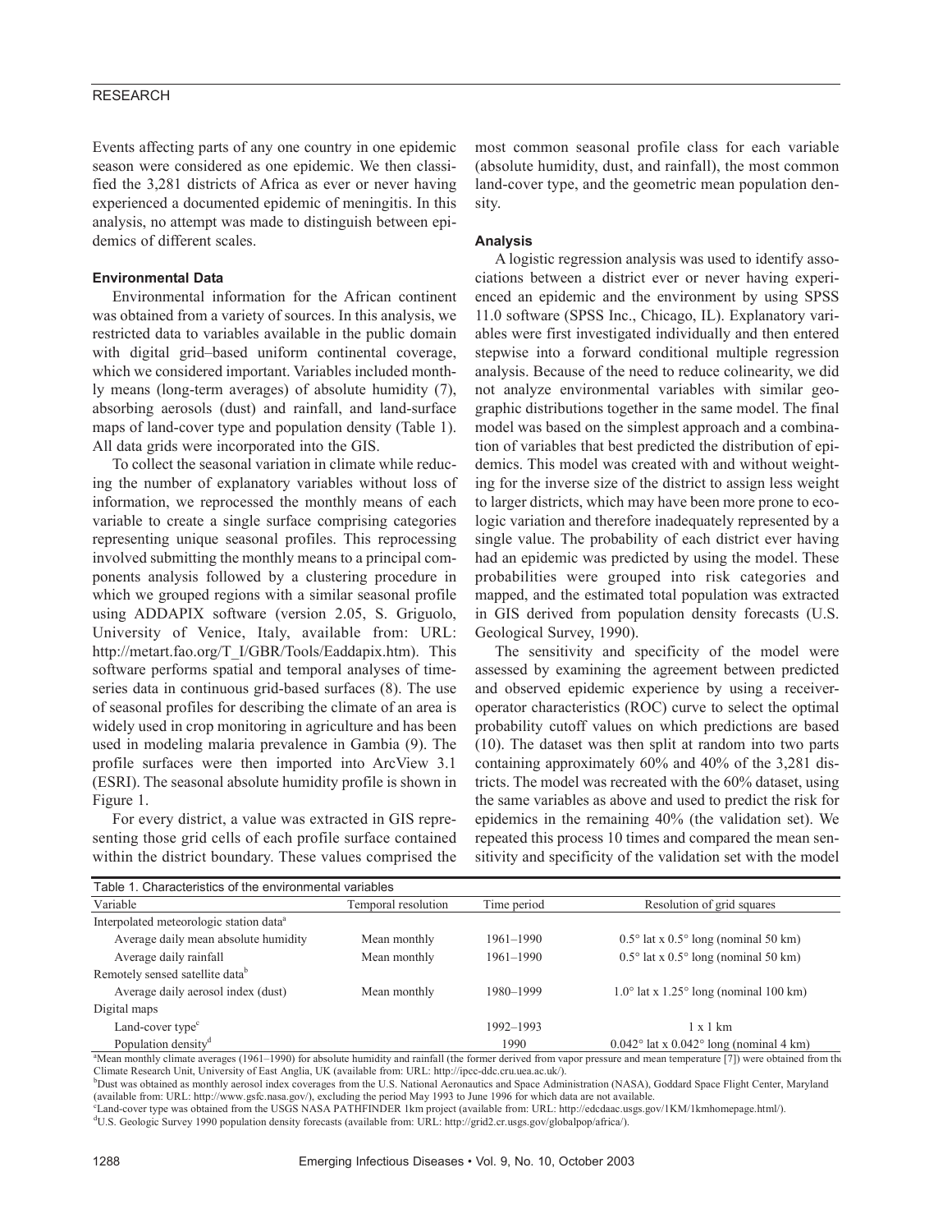Events affecting parts of any one country in one epidemic season were considered as one epidemic. We then classified the 3,281 districts of Africa as ever or never having experienced a documented epidemic of meningitis. In this analysis, no attempt was made to distinguish between epidemics of different scales.

### Environmental Data

Environmental information for the African continent was obtained from a variety of sources. In this analysis, we restricted data to variables available in the public domain with digital grid–based uniform continental coverage, which we considered important. Variables included monthly means (long-term averages) of absolute humidity (7), absorbing aerosols (dust) and rainfall, and land-surface maps of land-cover type and population density (Table 1). All data grids were incorporated into the GIS.

To collect the seasonal variation in climate while reducing the number of explanatory variables without loss of information, we reprocessed the monthly means of each variable to create a single surface comprising categories representing unique seasonal profiles. This reprocessing involved submitting the monthly means to a principal components analysis followed by a clustering procedure in which we grouped regions with a similar seasonal profile using ADDAPIX software (version 2.05, S. Griguolo, University of Venice, Italy, available from: URL: http://metart.fao.org/T_I/GBR/Tools/Eaddapix.htm). This software performs spatial and temporal analyses of time-series data in continuous grid-based surfaces (8). The use of seasonal profiles for describing the climate of an area is widely used in crop monitoring in agriculture and has been used in modeling malaria prevalence in Gambia (9). The profile surfaces were then imported into ArcView 3.1 (ESRI). The seasonal absolute humidity profile is shown in Figure 1.

For every district, a value was extracted in GIS representing those grid cells of each profile surface contained within the district boundary. These values comprised the most common seasonal profile class for each variable (absolute humidity, dust, and rainfall), the most common land-cover type, and the geometric mean population density.

### Analysis

A logistic regression analysis was used to identify associations between a district ever or never having experienced an epidemic and the environment by using SPSS 11.0 software (SPSS Inc., Chicago, IL). Explanatory variables were first investigated individually and then entered stepwise into a forward conditional multiple regression analysis. Because of the need to reduce colinearity, we did not analyze environmental variables with similar geographic distributions together in the same model. The final model was based on the simplest approach and a combination of variables that best predicted the distribution of epidemics. This model was created with and without weighting for the inverse size of the district to assign less weight to larger districts, which may have been more prone to ecologic variation and therefore inadequately represented by a single value. The probability of each district ever having had an epidemic was predicted by using the model. These probabilities were grouped into risk categories and mapped, and the estimated total population was extracted in GIS derived from population density forecasts (U.S. Geological Survey, 1990).

The sensitivity and specificity of the model were assessed by examining the agreement between predicted and observed epidemic experience by using a receiver-operator characteristics (ROC) curve to select the optimal probability cutoff values on which predictions are based (10). The dataset was then split at random into two parts containing approximately 60% and 40% of the 3,281 districts. The model was recreated with the 60% dataset, using the same variables as above and used to predict the risk for epidemics in the remaining 40% (the validation set). We repeated this process 10 times and compared the mean sensitivity and specificity of the validation set with the model

Table 1. Characteristics of the environmental variables

| Variable | Temporal resolution | Time period | Resolution of grid squares |
|---|---|---|---|
| Interpolated meteorologic station data[a] | | | |
| Average daily mean absolute humidity | Mean monthly | 1961–1990 | 0.5° lat x 0.5° long (nominal 50 km) |
| Average daily rainfall | Mean monthly | 1961–1990 | 0.5° lat x 0.5° long (nominal 50 km) |
| Remotely sensed satellite data[b] | | | |
| Average daily aerosol index (dust) | Mean monthly | 1980–1999 | 1.0° lat x 1.25° long (nominal 100 km) |
| Digital maps | | | |
| Land-cover type[c] | | 1992–1993 | 1 x 1 km |
| Population density[d] | | 1990 | 0.042° lat x 0.042° long (nominal 4 km) |

[a]Mean monthly climate averages (1961–1990) for absolute humidity and rainfall (the former derived from vapor pressure and mean temperature [7]) were obtained from the Climate Research Unit, University of East Anglia, UK (available from: URL: http://ipcc-ddc.cru.uea.ac.uk/).
[b]Dust was obtained as monthly aerosol index coverages from the U.S. National Aeronautics and Space Administration (NASA), Goddard Space Flight Center, Maryland (available from: URL: http://www.gsfc.nasa.gov/), excluding the period May 1993 to June 1996 for which data are not available.
[c]Land-cover type was obtained from the USGS NASA PATHFINDER 1km project (available from: URL: http://edcdaac.usgs.gov/1KM/1kmhomepage.html/).
[d]U.S. Geologic Survey 1990 population density forecasts (available from: URL: http://grid2.cr.usgs.gov/globalpop/africa/).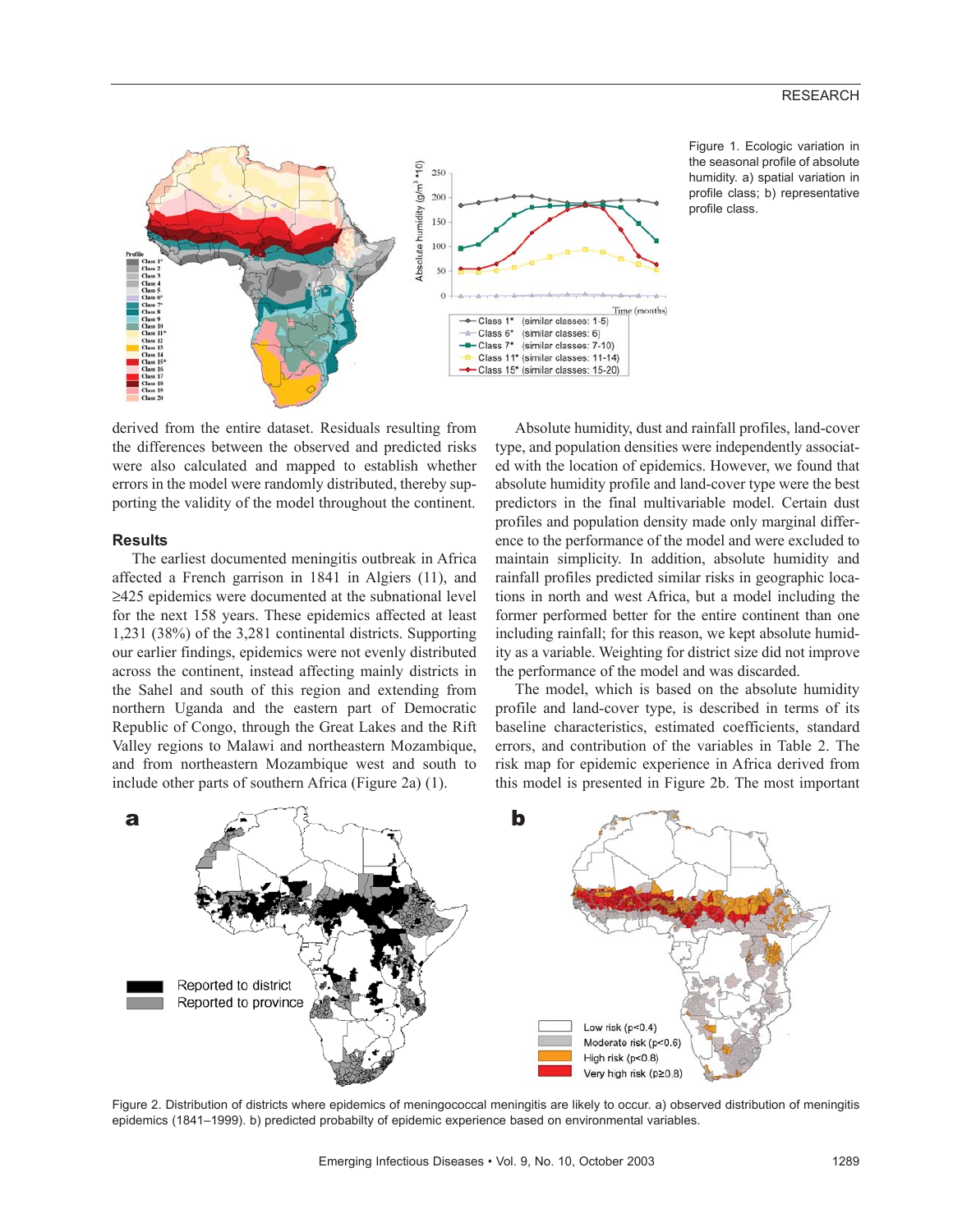Figure 1. Ecologic variation in the seasonal profile of absolute humidity. a) spatial variation in profile class; b) representative profile class.

derived from the entire dataset. Residuals resulting from the differences between the observed and predicted risks were also calculated and mapped to establish whether errors in the model were randomly distributed, thereby supporting the validity of the model throughout the continent.

## Results

The earliest documented meningitis outbreak in Africa affected a French garrison in 1841 in Algiers (11), and ≥425 epidemics were documented at the subnational level for the next 158 years. These epidemics affected at least 1,231 (38%) of the 3,281 continental districts. Supporting our earlier findings, epidemics were not evenly distributed across the continent, instead affecting mainly districts in the Sahel and south of this region and extending from northern Uganda and the eastern part of Democratic Republic of Congo, through the Great Lakes and the Rift Valley regions to Malawi and northeastern Mozambique, and from northeastern Mozambique west and south to include other parts of southern Africa (Figure 2a) (1).

Absolute humidity, dust and rainfall profiles, land-cover type, and population densities were independently associated with the location of epidemics. However, we found that absolute humidity profile and land-cover type were the best predictors in the final multivariable model. Certain dust profiles and population density made only marginal difference to the performance of the model and were excluded to maintain simplicity. In addition, absolute humidity and rainfall profiles predicted similar risks in geographic locations in north and west Africa, but a model including the former performed better for the entire continent than one including rainfall; for this reason, we kept absolute humidity as a variable. Weighting for district size did not improve the performance of the model and was discarded.

The model, which is based on the absolute humidity profile and land-cover type, is described in terms of its baseline characteristics, estimated coefficients, standard errors, and contribution of the variables in Table 2. The risk map for epidemic experience in Africa derived from this model is presented in Figure 2b. The most important

Figure 2. Distribution of districts where epidemics of meningococcal meningitis are likely to occur. a) observed distribution of meningitis epidemics (1841–1999). b) predicted probabilty of epidemic experience based on environmental variables.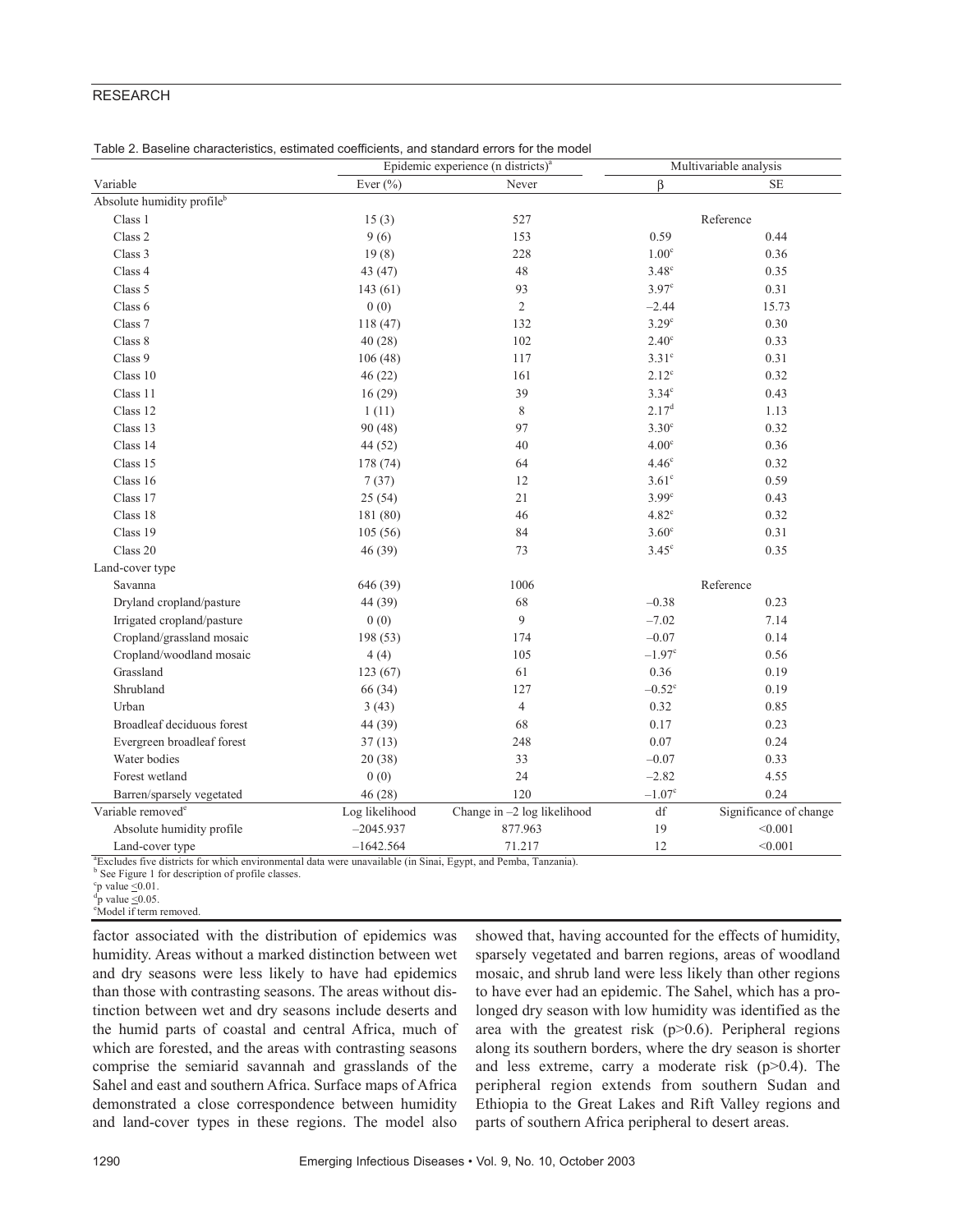Table 2. Baseline characteristics, estimated coefficients, and standard errors for the model

| Variable | Epidemic experience (n districts)[a] | | Multivariable analysis | |
|---|---|---|---|---|
| | Ever (%) | Never | β | SE |
| Absolute humidity profile[b] | | | | |
| Class 1 | 15 (3) | 527 | Reference | |
| Class 2 | 9 (6) | 153 | 0.59 | 0.44 |
| Class 3 | 19 (8) | 228 | 1.00[c] | 0.36 |
| Class 4 | 43 (47) | 48 | 3.48[c] | 0.35 |
| Class 5 | 143 (61) | 93 | 3.97[c] | 0.31 |
| Class 6 | 0 (0) | 2 | –2.44 | 15.73 |
| Class 7 | 118 (47) | 132 | 3.29[c] | 0.30 |
| Class 8 | 40 (28) | 102 | 2.40[c] | 0.33 |
| Class 9 | 106 (48) | 117 | 3.31[c] | 0.31 |
| Class 10 | 46 (22) | 161 | 2.12[c] | 0.32 |
| Class 11 | 16 (29) | 39 | 3.34[c] | 0.43 |
| Class 12 | 1 (11) | 8 | 2.17[d] | 1.13 |
| Class 13 | 90 (48) | 97 | 3.30[c] | 0.32 |
| Class 14 | 44 (52) | 40 | 4.00[c] | 0.36 |
| Class 15 | 178 (74) | 64 | 4.46[c] | 0.32 |
| Class 16 | 7 (37) | 12 | 3.61[c] | 0.59 |
| Class 17 | 25 (54) | 21 | 3.99[c] | 0.43 |
| Class 18 | 181 (80) | 46 | 4.82[c] | 0.32 |
| Class 19 | 105 (56) | 84 | 3.60[c] | 0.31 |
| Class 20 | 46 (39) | 73 | 3.45[c] | 0.35 |
| Land-cover type | | | | |
| Savanna | 646 (39) | 1006 | Reference | |
| Dryland cropland/pasture | 44 (39) | 68 | –0.38 | 0.23 |
| Irrigated cropland/pasture | 0 (0) | 9 | –7.02 | 7.14 |
| Cropland/grassland mosaic | 198 (53) | 174 | –0.07 | 0.14 |
| Cropland/woodland mosaic | 4 (4) | 105 | –1.97[c] | 0.56 |
| Grassland | 123 (67) | 61 | 0.36 | 0.19 |
| Shrubland | 66 (34) | 127 | –0.52[c] | 0.19 |
| Urban | 3 (43) | 4 | 0.32 | 0.85 |
| Broadleaf deciduous forest | 44 (39) | 68 | 0.17 | 0.23 |
| Evergreen broadleaf forest | 37 (13) | 248 | 0.07 | 0.24 |
| Water bodies | 20 (38) | 33 | –0.07 | 0.33 |
| Forest wetland | 0 (0) | 24 | –2.82 | 4.55 |
| Barren/sparsely vegetated | 46 (28) | 120 | –1.07[c] | 0.24 |
| Variable removed[e] | Log likelihood | Change in –2 log likelihood | df | Significance of change |
| Absolute humidity profile | –2045.937 | 877.963 | 19 | <0.001 |
| Land-cover type | –1642.564 | 71.217 | 12 | <0.001 |

[a]Excludes five districts for which environmental data were unavailable (in Sinai, Egypt, and Pemba, Tanzania).
[b] See Figure 1 for description of profile classes.
[c]p value ≤0.01.
[d]p value ≤0.05.
[e]Model if term removed.

factor associated with the distribution of epidemics was humidity. Areas without a marked distinction between wet and dry seasons were less likely to have had epidemics than those with contrasting seasons. The areas without distinction between wet and dry seasons include deserts and the humid parts of coastal and central Africa, much of which are forested, and the areas with contrasting seasons comprise the semiarid savannah and grasslands of the Sahel and east and southern Africa. Surface maps of Africa demonstrated a close correspondence between humidity and land-cover types in these regions. The model also showed that, having accounted for the effects of humidity, sparsely vegetated and barren regions, areas of woodland mosaic, and shrub land were less likely than other regions to have ever had an epidemic. The Sahel, which has a prolonged dry season with low humidity was identified as the area with the greatest risk (p>0.6). Peripheral regions along its southern borders, where the dry season is shorter and less extreme, carry a moderate risk (p>0.4). The peripheral region extends from southern Sudan and Ethiopia to the Great Lakes and Rift Valley regions and parts of southern Africa peripheral to desert areas.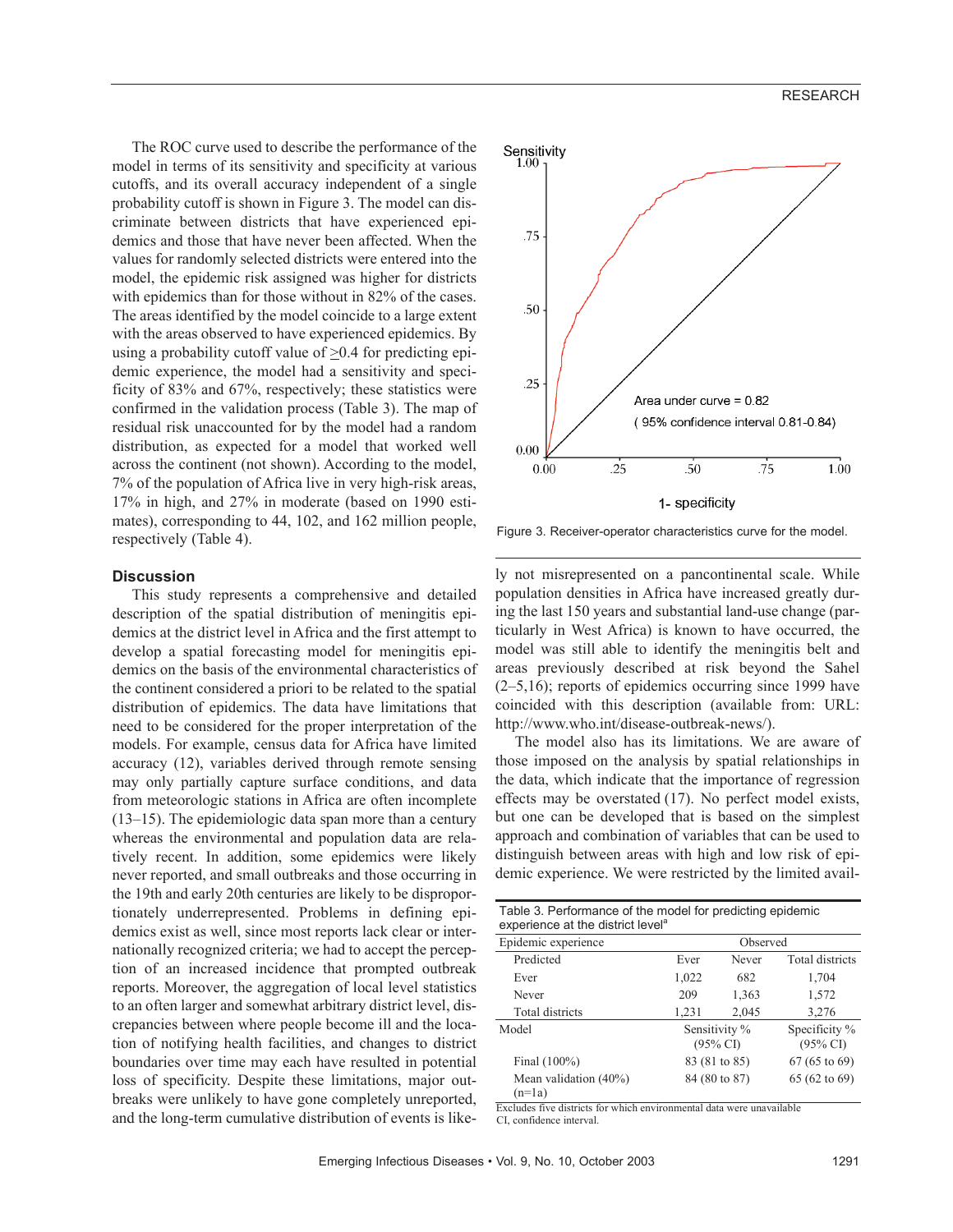The ROC curve used to describe the performance of the model in terms of its sensitivity and specificity at various cutoffs, and its overall accuracy independent of a single probability cutoff is shown in Figure 3. The model can discriminate between districts that have experienced epidemics and those that have never been affected. When the values for randomly selected districts were entered into the model, the epidemic risk assigned was higher for districts with epidemics than for those without in 82% of the cases. The areas identified by the model coincide to a large extent with the areas observed to have experienced epidemics. By using a probability cutoff value of ≥0.4 for predicting epidemic experience, the model had a sensitivity and specificity of 83% and 67%, respectively; these statistics were confirmed in the validation process (Table 3). The map of residual risk unaccounted for by the model had a random distribution, as expected for a model that worked well across the continent (not shown). According to the model, 7% of the population of Africa live in very high-risk areas, 17% in high, and 27% in moderate (based on 1990 estimates), corresponding to 44, 102, and 162 million people, respectively (Table 4).

Figure 3. Receiver-operator characteristics curve for the model.

## Discussion

This study represents a comprehensive and detailed description of the spatial distribution of meningitis epidemics at the district level in Africa and the first attempt to develop a spatial forecasting model for meningitis epidemics on the basis of the environmental characteristics of the continent considered a priori to be related to the spatial distribution of epidemics. The data have limitations that need to be considered for the proper interpretation of the models. For example, census data for Africa have limited accuracy (12), variables derived through remote sensing may only partially capture surface conditions, and data from meteorologic stations in Africa are often incomplete (13–15). The epidemiologic data span more than a century whereas the environmental and population data are relatively recent. In addition, some epidemics were likely never reported, and small outbreaks and those occurring in the 19th and early 20th centuries are likely to be disproportionately underrepresented. Problems in defining epidemics exist as well, since most reports lack clear or internationally recognized criteria; we had to accept the perception of an increased incidence that prompted outbreak reports. Moreover, the aggregation of local level statistics to an often larger and somewhat arbitrary district level, discrepancies between where people become ill and the location of notifying health facilities, and changes to district boundaries over time may each have resulted in potential loss of specificity. Despite these limitations, major outbreaks were unlikely to have gone completely unreported, and the long-term cumulative distribution of events is likely not misrepresented on a pancontinental scale. While population densities in Africa have increased greatly during the last 150 years and substantial land-use change (particularly in West Africa) is known to have occurred, the model was still able to identify the meningitis belt and areas previously described at risk beyond the Sahel (2–5,16); reports of epidemics occurring since 1999 have coincided with this description (available from: URL: http://www.who.int/disease-outbreak-news/).

The model also has its limitations. We are aware of those imposed on the analysis by spatial relationships in the data, which indicate that the importance of regression effects may be overstated (17). No perfect model exists, but one can be developed that is based on the simplest approach and combination of variables that can be used to distinguish between areas with high and low risk of epidemic experience. We were restricted by the limited avail-

Table 3. Performance of the model for predicting epidemic experience at the district level[a]

| Epidemic experience | Observed | | |
|---|---|---|---|
| Predicted | Ever | Never | Total districts |
| Ever | 1,022 | 682 | 1,704 |
| Never | 209 | 1,363 | 1,572 |
| Total districts | 1,231 | 2,045 | 3,276 |
| Model | Sensitivity % (95% CI) | | Specificity % (95% CI) |
| Final (100%) | 83 (81 to 85) | | 67 (65 to 69) |
| Mean validation (40%) (n=1a) | 84 (80 to 87) | | 65 (62 to 69) |

[a]Excludes five districts for which environmental data were unavailable
CI, confidence interval.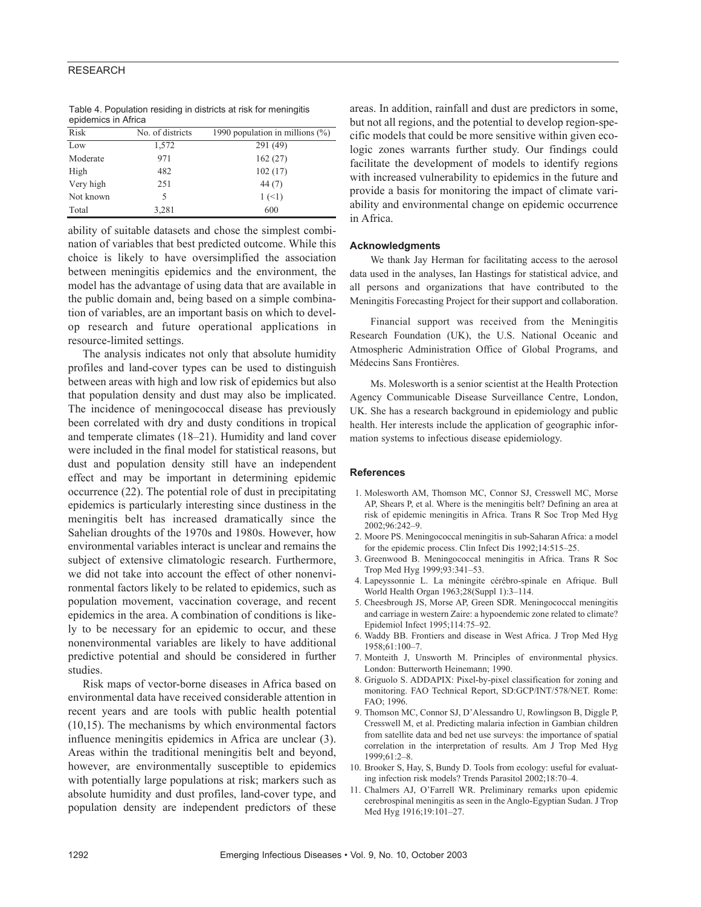Table 4. Population residing in districts at risk for meningitis epidemics in Africa

| Risk | No. of districts | 1990 population in millions (%) |
|---|---|---|
| Low | 1,572 | 291 (49) |
| Moderate | 971 | 162 (27) |
| High | 482 | 102 (17) |
| Very high | 251 | 44 (7) |
| Not known | 5 | 1 (<1) |
| Total | 3,281 | 600 |

ability of suitable datasets and chose the simplest combination of variables that best predicted outcome. While this choice is likely to have oversimplified the association between meningitis epidemics and the environment, the model has the advantage of using data that are available in the public domain and, being based on a simple combination of variables, are an important basis on which to develop research and future operational applications in resource-limited settings.

The analysis indicates not only that absolute humidity profiles and land-cover types can be used to distinguish between areas with high and low risk of epidemics but also that population density and dust may also be implicated. The incidence of meningococcal disease has previously been correlated with dry and dusty conditions in tropical and temperate climates (18–21). Humidity and land cover were included in the final model for statistical reasons, but dust and population density still have an independent effect and may be important in determining epidemic occurrence (22). The potential role of dust in precipitating epidemics is particularly interesting since dustiness in the meningitis belt has increased dramatically since the Sahelian droughts of the 1970s and 1980s. However, how environmental variables interact is unclear and remains the subject of extensive climatologic research. Furthermore, we did not take into account the effect of other nonenvironmental factors likely to be related to epidemics, such as population movement, vaccination coverage, and recent epidemics in the area. A combination of conditions is likely to be necessary for an epidemic to occur, and these nonenvironmental variables are likely to have additional predictive potential and should be considered in further studies.

Risk maps of vector-borne diseases in Africa based on environmental data have received considerable attention in recent years and are tools with public health potential (10,15). The mechanisms by which environmental factors influence meningitis epidemics in Africa are unclear (3). Areas within the traditional meningitis belt and beyond, however, are environmentally susceptible to epidemics with potentially large populations at risk; markers such as absolute humidity and dust profiles, land-cover type, and population density are independent predictors of these areas. In addition, rainfall and dust are predictors in some, but not all regions, and the potential to develop region-specific models that could be more sensitive within given ecologic zones warrants further study. Our findings could facilitate the development of models to identify regions with increased vulnerability to epidemics in the future and provide a basis for monitoring the impact of climate variability and environmental change on epidemic occurrence in Africa.

### Acknowledgments

We thank Jay Herman for facilitating access to the aerosol data used in the analyses, Ian Hastings for statistical advice, and all persons and organizations that have contributed to the Meningitis Forecasting Project for their support and collaboration.

Financial support was received from the Meningitis Research Foundation (UK), the U.S. National Oceanic and Atmospheric Administration Office of Global Programs, and Médecins Sans Frontières.

Ms. Molesworth is a senior scientist at the Health Protection Agency Communicable Disease Surveillance Centre, London, UK. She has a research background in epidemiology and public health. Her interests include the application of geographic information systems to infectious disease epidemiology.

### References

1. Molesworth AM, Thomson MC, Connor SJ, Cresswell MC, Morse AP, Shears P, et al. Where is the meningitis belt? Defining an area at risk of epidemic meningitis in Africa. Trans R Soc Trop Med Hyg 2002;96:242–9.
2. Moore PS. Meningococcal meningitis in sub-Saharan Africa: a model for the epidemic process. Clin Infect Dis 1992;14:515–25.
3. Greenwood B. Meningococcal meningitis in Africa. Trans R Soc Trop Med Hyg 1999;93:341–53.
4. Lapeyssonnie L. La méningite cérébro-spinale en Afrique. Bull World Health Organ 1963;28(Suppl 1):3–114.
5. Cheesbrough JS, Morse AP, Green SDR. Meningococcal meningitis and carriage in western Zaire: a hypoendemic zone related to climate? Epidemiol Infect 1995;114:75–92.
6. Waddy BB. Frontiers and disease in West Africa. J Trop Med Hyg 1958;61:100–7.
7. Monteith J, Unsworth M. Principles of environmental physics. London: Butterworth Heinemann; 1990.
8. Griguolo S. ADDAPIX: Pixel-by-pixel classification for zoning and monitoring. FAO Technical Report, SD:GCP/INT/578/NET. Rome: FAO; 1996.
9. Thomson MC, Connor SJ, D'Alessandro U, Rowlingson B, Diggle P, Cresswell M, et al. Predicting malaria infection in Gambian children from satellite data and bed net use surveys: the importance of spatial correlation in the interpretation of results. Am J Trop Med Hyg 1999;61:2–8.
10. Brooker S, Hay, S, Bundy D. Tools from ecology: useful for evaluating infection risk models? Trends Parasitol 2002;18:70–4.
11. Chalmers AJ, O'Farrell WR. Preliminary remarks upon epidemic cerebrospinal meningitis as seen in the Anglo-Egyptian Sudan. J Trop Med Hyg 1916;19:101–27.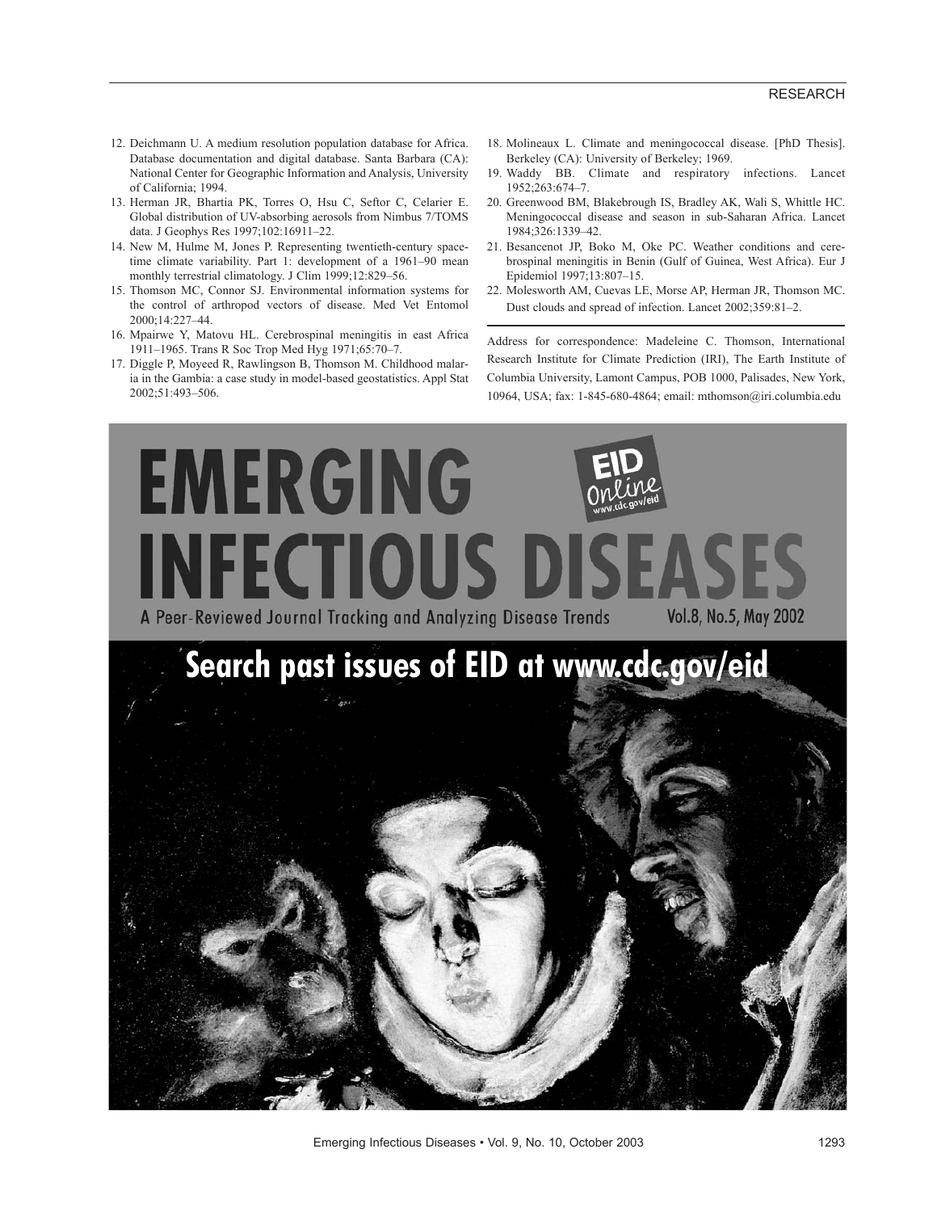12. Deichmann U. A medium resolution population database for Africa. Database documentation and digital database. Santa Barbara (CA): National Center for Geographic Information and Analysis, University of California; 1994.
13. Herman JR, Bhartia PK, Torres O, Hsu C, Seftor C, Celarier E. Global distribution of UV-absorbing aerosols from Nimbus 7/TOMS data. J Geophys Res 1997;102:16911–22.
14. New M, Hulme M, Jones P. Representing twentieth-century space-time climate variability. Part 1: development of a 1961–90 mean monthly terrestrial climatology. J Clim 1999;12:829–56.
15. Thomson MC, Connor SJ. Environmental information systems for the control of arthropod vectors of disease. Med Vet Entomol 2000;14:227–44.
16. Mpairwe Y, Matovu HL. Cerebrospinal meningitis in east Africa 1911–1965. Trans R Soc Trop Med Hyg 1971;65:70–7.
17. Diggle P, Moyeed R, Rawlingson B, Thomson M. Childhood malaria in the Gambia: a case study in model-based geostatistics. Appl Stat 2002;51:493–506.
18. Molineaux L. Climate and meningococcal disease. [PhD Thesis]. Berkeley (CA): University of Berkeley; 1969.
19. Waddy BB. Climate and respiratory infections. Lancet 1952;263:674–7.
20. Greenwood BM, Blakebrough IS, Bradley AK, Wali S, Whittle HC. Meningococcal disease and season in sub-Saharan Africa. Lancet 1984;326:1339–42.
21. Besancenot JP, Boko M, Oke PC. Weather conditions and cerebrospinal meningitis in Benin (Gulf of Guinea, West Africa). Eur J Epidemiol 1997;13:807–15.
22. Molesworth AM, Cuevas LE, Morse AP, Herman JR, Thomson MC. Dust clouds and spread of infection. Lancet 2002;359:81–2.

Address for correspondence: Madeleine C. Thomson, International Research Institute for Climate Prediction (IRI), The Earth Institute of Columbia University, Lamont Campus, POB 1000, Palisades, New York, 10964, USA; fax: 1-845-680-4864; email: mthomson@iri.columbia.edu

EMERGING INFECTIOUS DISEASES

EID Online www.cdc.gov/eid

A Peer-Reviewed Journal Tracking and Analyzing Disease Trends Vol.8, No.5, May 2002

Search past issues of EID at www.cdc.gov/eid